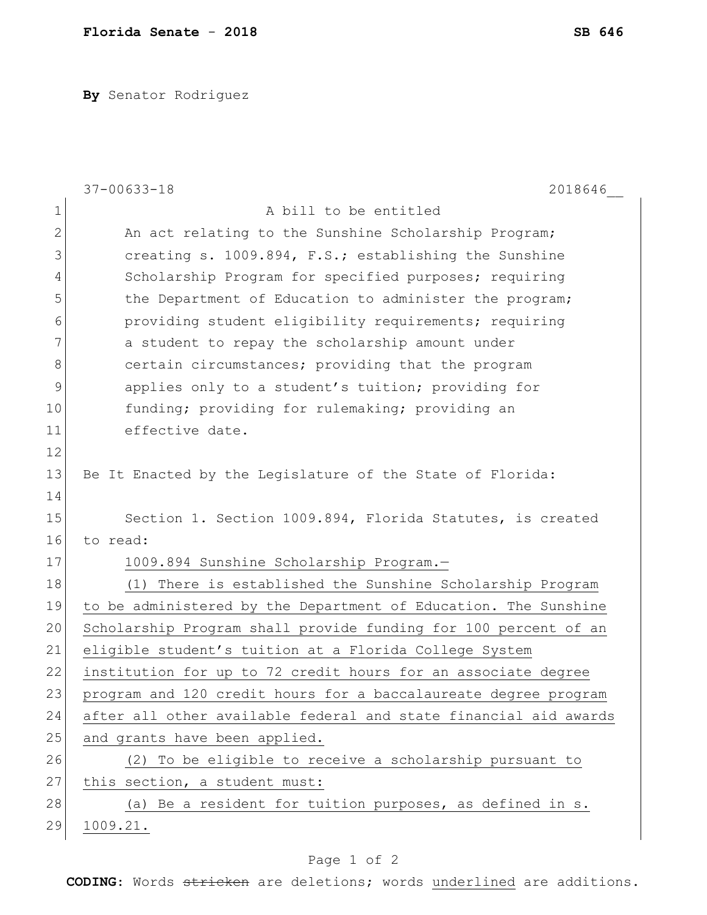**By** Senator Rodriguez

37-00633-18 2018646__

A bill to be entitled

An act relating to the Sunshine Scholarship Program; creating s. 1009.894, F.S.; establishing the Sunshine Scholarship Program for specified purposes; requiring the Department of Education to administer the program; providing student eligibility requirements; requiring a student to repay the scholarship amount under certain circumstances; providing that the program applies only to a student's tuition; providing for funding; providing for rulemaking; providing an effective date.

Be It Enacted by the Legislature of the State of Florida:

Section 1. Section 1009.894, Florida Statutes, is created to read:

1009.894 Sunshine Scholarship Program.—

(1) There is established the Sunshine Scholarship Program to be administered by the Department of Education. The Sunshine Scholarship Program shall provide funding for 100 percent of an eligible student's tuition at a Florida College System institution for up to 72 credit hours for an associate degree program and 120 credit hours for a baccalaureate degree program after all other available federal and state financial aid awards and grants have been applied.

(2) To be eligible to receive a scholarship pursuant to this section, a student must:

(a) Be a resident for tuition purposes, as defined in s. 1009.21.

**CODING:** Words ~~stricken~~ are deletions; words underlined are additions.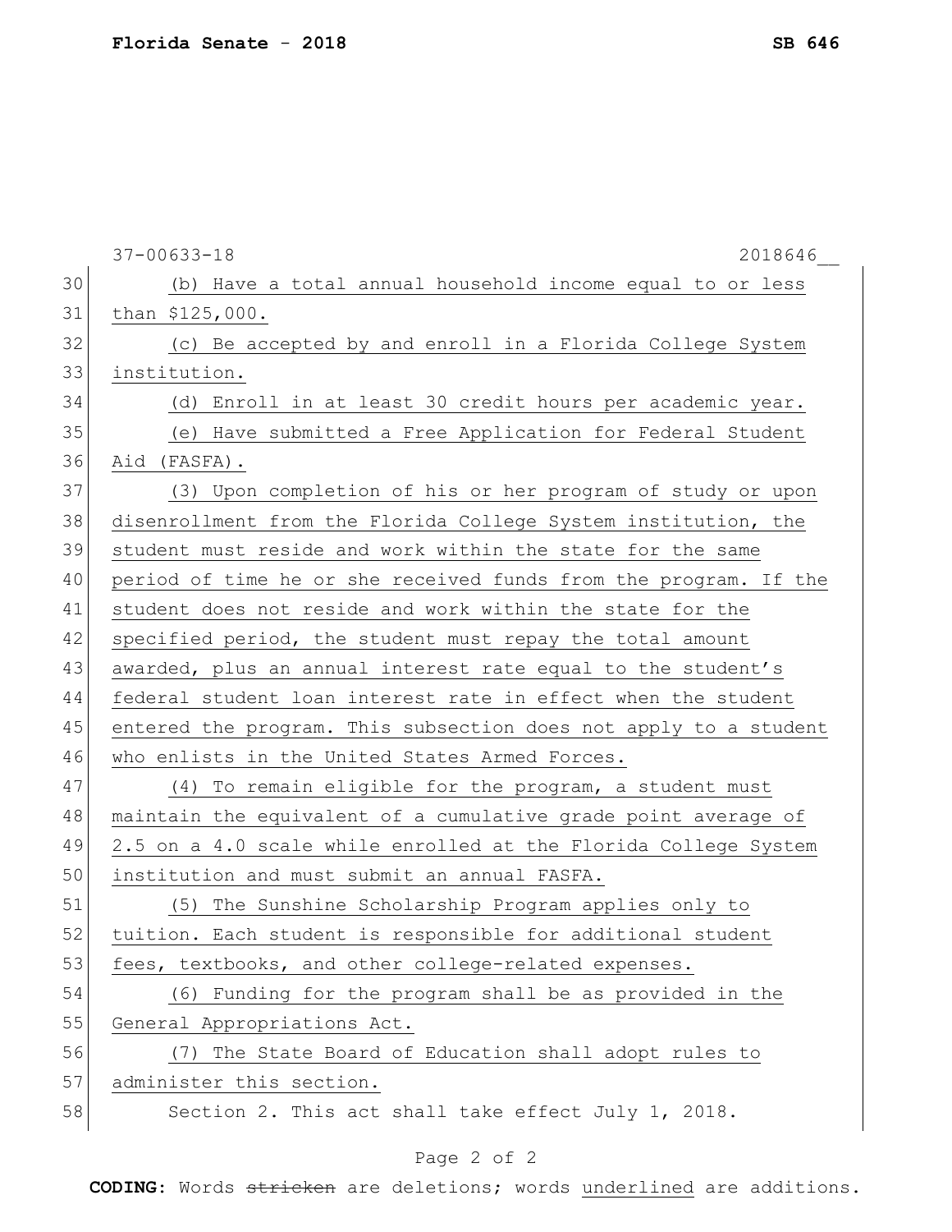(b) Have a total annual household income equal to or less than $125,000.

(c) Be accepted by and enroll in a Florida College System institution.

(d) Enroll in at least 30 credit hours per academic year.

(e) Have submitted a Free Application for Federal Student Aid (FASFA).

(3) Upon completion of his or her program of study or upon disenrollment from the Florida College System institution, the student must reside and work within the state for the same period of time he or she received funds from the program. If the student does not reside and work within the state for the specified period, the student must repay the total amount awarded, plus an annual interest rate equal to the student's federal student loan interest rate in effect when the student entered the program. This subsection does not apply to a student who enlists in the United States Armed Forces.

(4) To remain eligible for the program, a student must maintain the equivalent of a cumulative grade point average of 2.5 on a 4.0 scale while enrolled at the Florida College System institution and must submit an annual FASFA.

(5) The Sunshine Scholarship Program applies only to tuition. Each student is responsible for additional student fees, textbooks, and other college-related expenses.

(6) Funding for the program shall be as provided in the General Appropriations Act.

(7) The State Board of Education shall adopt rules to administer this section.

Section 2. This act shall take effect July 1, 2018.